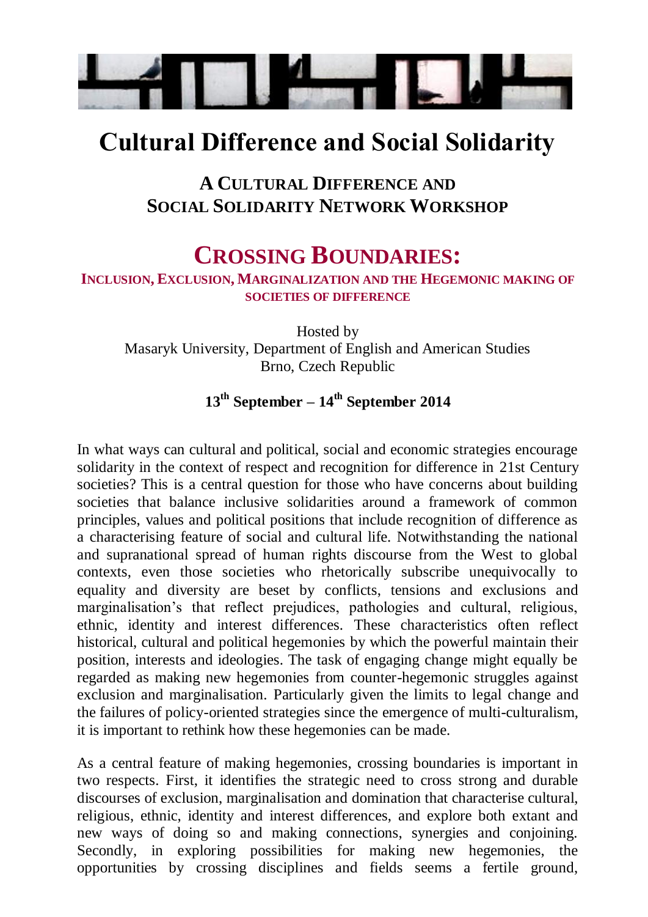# Cultural Difference and Social Solidarity

## A Cultural Difference and Social Solidarity Network Workshop

## Crossing Boundaries:

### Inclusion, Exclusion, Marginalization and the Hegemonic making of societies of difference

Hosted by
Masaryk University, Department of English and American Studies
Brno, Czech Republic

**13th September – 14th September 2014**

In what ways can cultural and political, social and economic strategies encourage solidarity in the context of respect and recognition for difference in 21st Century societies? This is a central question for those who have concerns about building societies that balance inclusive solidarities around a framework of common principles, values and political positions that include recognition of difference as a characterising feature of social and cultural life. Notwithstanding the national and supranational spread of human rights discourse from the West to global contexts, even those societies who rhetorically subscribe unequivocally to equality and diversity are beset by conflicts, tensions and exclusions and marginalisation's that reflect prejudices, pathologies and cultural, religious, ethnic, identity and interest differences. These characteristics often reflect historical, cultural and political hegemonies by which the powerful maintain their position, interests and ideologies. The task of engaging change might equally be regarded as making new hegemonies from counter-hegemonic struggles against exclusion and marginalisation. Particularly given the limits to legal change and the failures of policy-oriented strategies since the emergence of multi-culturalism, it is important to rethink how these hegemonies can be made.

As a central feature of making hegemonies, crossing boundaries is important in two respects. First, it identifies the strategic need to cross strong and durable discourses of exclusion, marginalisation and domination that characterise cultural, religious, ethnic, identity and interest differences, and explore both extant and new ways of doing so and making connections, synergies and conjoining. Secondly, in exploring possibilities for making new hegemonies, the opportunities by crossing disciplines and fields seems a fertile ground,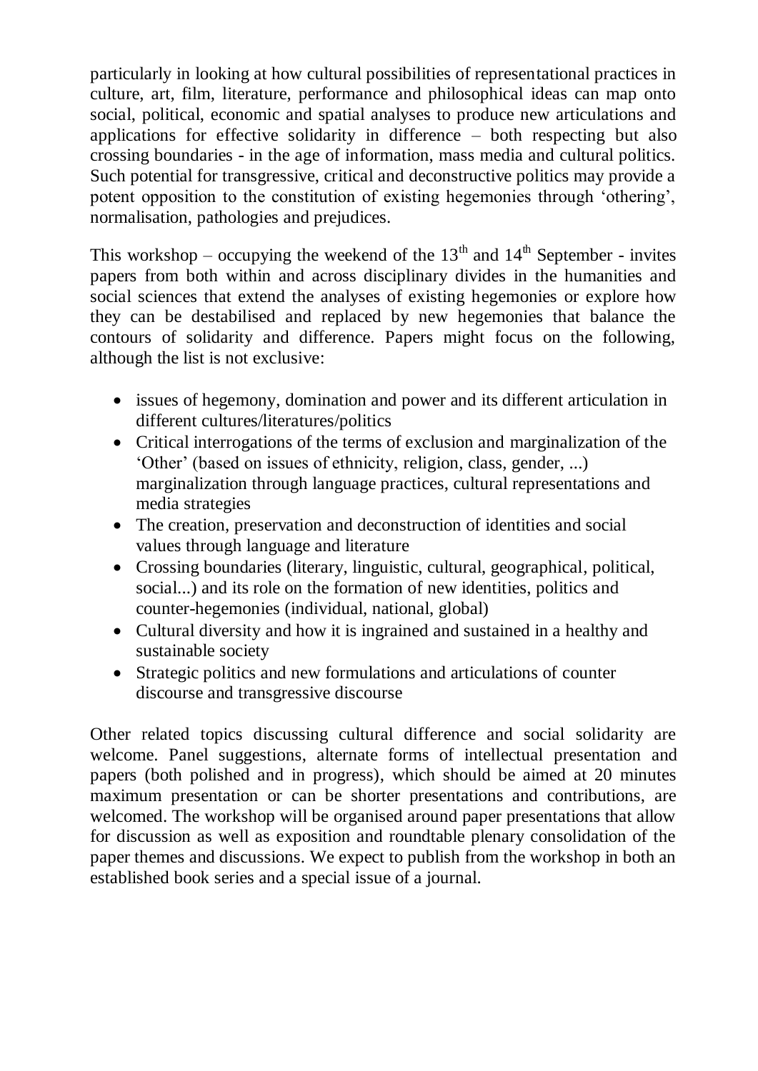particularly in looking at how cultural possibilities of representational practices in culture, art, film, literature, performance and philosophical ideas can map onto social, political, economic and spatial analyses to produce new articulations and applications for effective solidarity in difference – both respecting but also crossing boundaries - in the age of information, mass media and cultural politics. Such potential for transgressive, critical and deconstructive politics may provide a potent opposition to the constitution of existing hegemonies through 'othering', normalisation, pathologies and prejudices.

This workshop – occupying the weekend of the 13th and 14th September - invites papers from both within and across disciplinary divides in the humanities and social sciences that extend the analyses of existing hegemonies or explore how they can be destabilised and replaced by new hegemonies that balance the contours of solidarity and difference. Papers might focus on the following, although the list is not exclusive:

- issues of hegemony, domination and power and its different articulation in different cultures/literatures/politics
- Critical interrogations of the terms of exclusion and marginalization of the 'Other' (based on issues of ethnicity, religion, class, gender, ...) marginalization through language practices, cultural representations and media strategies
- The creation, preservation and deconstruction of identities and social values through language and literature
- Crossing boundaries (literary, linguistic, cultural, geographical, political, social...) and its role on the formation of new identities, politics and counter-hegemonies (individual, national, global)
- Cultural diversity and how it is ingrained and sustained in a healthy and sustainable society
- Strategic politics and new formulations and articulations of counter discourse and transgressive discourse

Other related topics discussing cultural difference and social solidarity are welcome. Panel suggestions, alternate forms of intellectual presentation and papers (both polished and in progress), which should be aimed at 20 minutes maximum presentation or can be shorter presentations and contributions, are welcomed. The workshop will be organised around paper presentations that allow for discussion as well as exposition and roundtable plenary consolidation of the paper themes and discussions. We expect to publish from the workshop in both an established book series and a special issue of a journal.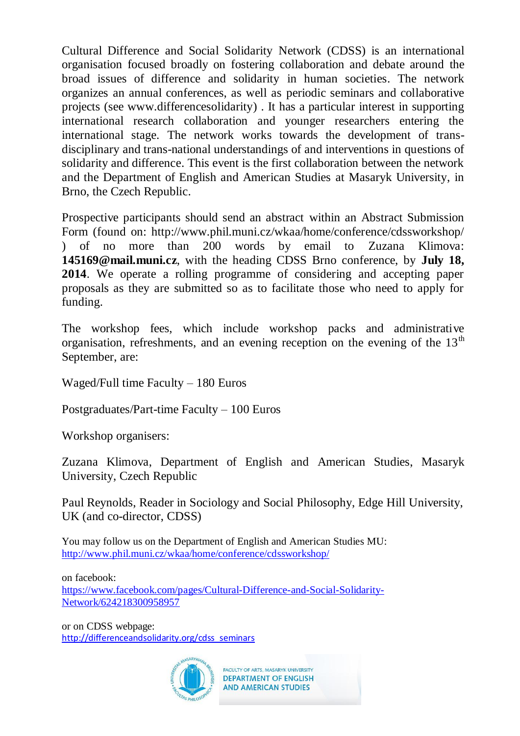Cultural Difference and Social Solidarity Network (CDSS) is an international organisation focused broadly on fostering collaboration and debate around the broad issues of difference and solidarity in human societies. The network organizes an annual conferences, as well as periodic seminars and collaborative projects (see www.differencesolidarity) . It has a particular interest in supporting international research collaboration and younger researchers entering the international stage. The network works towards the development of trans-disciplinary and trans-national understandings of and interventions in questions of solidarity and difference. This event is the first collaboration between the network and the Department of English and American Studies at Masaryk University, in Brno, the Czech Republic.

Prospective participants should send an abstract within an Abstract Submission Form (found on: http://www.phil.muni.cz/wkaa/home/conference/cdssworkshop/ ) of no more than 200 words by email to Zuzana Klimova: **145169@mail.muni.cz**, with the heading CDSS Brno conference, by **July 18, 2014**. We operate a rolling programme of considering and accepting paper proposals as they are submitted so as to facilitate those who need to apply for funding.

The workshop fees, which include workshop packs and administrative organisation, refreshments, and an evening reception on the evening of the 13th September, are:

Waged/Full time Faculty – 180 Euros

Postgraduates/Part-time Faculty – 100 Euros

Workshop organisers:

Zuzana Klimova, Department of English and American Studies, Masaryk University, Czech Republic

Paul Reynolds, Reader in Sociology and Social Philosophy, Edge Hill University, UK (and co-director, CDSS)

You may follow us on the Department of English and American Studies MU:
http://www.phil.muni.cz/wkaa/home/conference/cdssworkshop/

on facebook:
https://www.facebook.com/pages/Cultural-Difference-and-Social-Solidarity-Network/624218300958957

or on CDSS webpage:
http://differenceandsolidarity.org/cdss_seminars

FACULTY OF ARTS, MASARYK UNIVERSITY
DEPARTMENT OF ENGLISH AND AMERICAN STUDIES